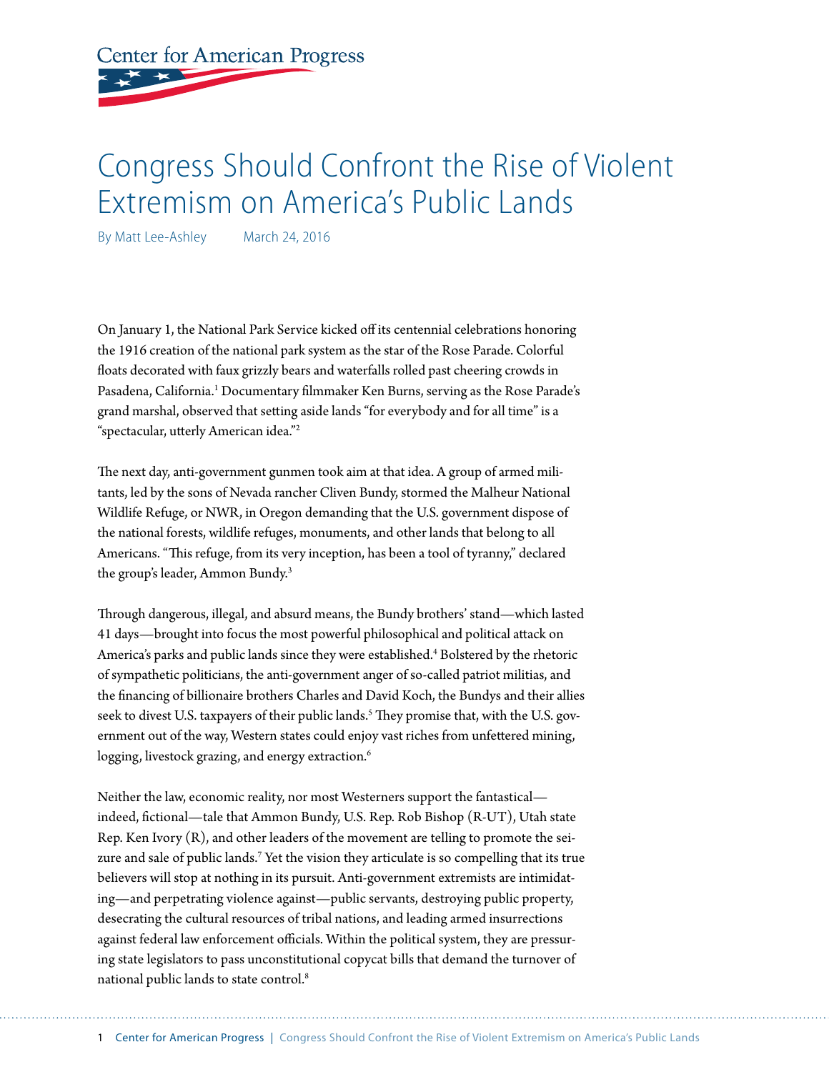Center for American Progress

# Congress Should Confront the Rise of Violent Extremism on America's Public Lands

By Matt Lee-Ashley    March 24, 2016

On January 1, the National Park Service kicked off its centennial celebrations honoring the 1916 creation of the national park system as the star of the Rose Parade. Colorful floats decorated with faux grizzly bears and waterfalls rolled past cheering crowds in Pasadena, California.[1] Documentary filmmaker Ken Burns, serving as the Rose Parade's grand marshal, observed that setting aside lands "for everybody and for all time" is a "spectacular, utterly American idea."[2]

The next day, anti-government gunmen took aim at that idea. A group of armed militants, led by the sons of Nevada rancher Cliven Bundy, stormed the Malheur National Wildlife Refuge, or NWR, in Oregon demanding that the U.S. government dispose of the national forests, wildlife refuges, monuments, and other lands that belong to all Americans. "This refuge, from its very inception, has been a tool of tyranny," declared the group's leader, Ammon Bundy.[3]

Through dangerous, illegal, and absurd means, the Bundy brothers' stand—which lasted 41 days—brought into focus the most powerful philosophical and political attack on America's parks and public lands since they were established.[4] Bolstered by the rhetoric of sympathetic politicians, the anti-government anger of so-called patriot militias, and the financing of billionaire brothers Charles and David Koch, the Bundys and their allies seek to divest U.S. taxpayers of their public lands.[5] They promise that, with the U.S. government out of the way, Western states could enjoy vast riches from unfettered mining, logging, livestock grazing, and energy extraction.[6]

Neither the law, economic reality, nor most Westerners support the fantastical—indeed, fictional—tale that Ammon Bundy, U.S. Rep. Rob Bishop (R-UT), Utah state Rep. Ken Ivory (R), and other leaders of the movement are telling to promote the seizure and sale of public lands.[7] Yet the vision they articulate is so compelling that its true believers will stop at nothing in its pursuit. Anti-government extremists are intimidating—and perpetrating violence against—public servants, destroying public property, desecrating the cultural resources of tribal nations, and leading armed insurrections against federal law enforcement officials. Within the political system, they are pressuring state legislators to pass unconstitutional copycat bills that demand the turnover of national public lands to state control.[8]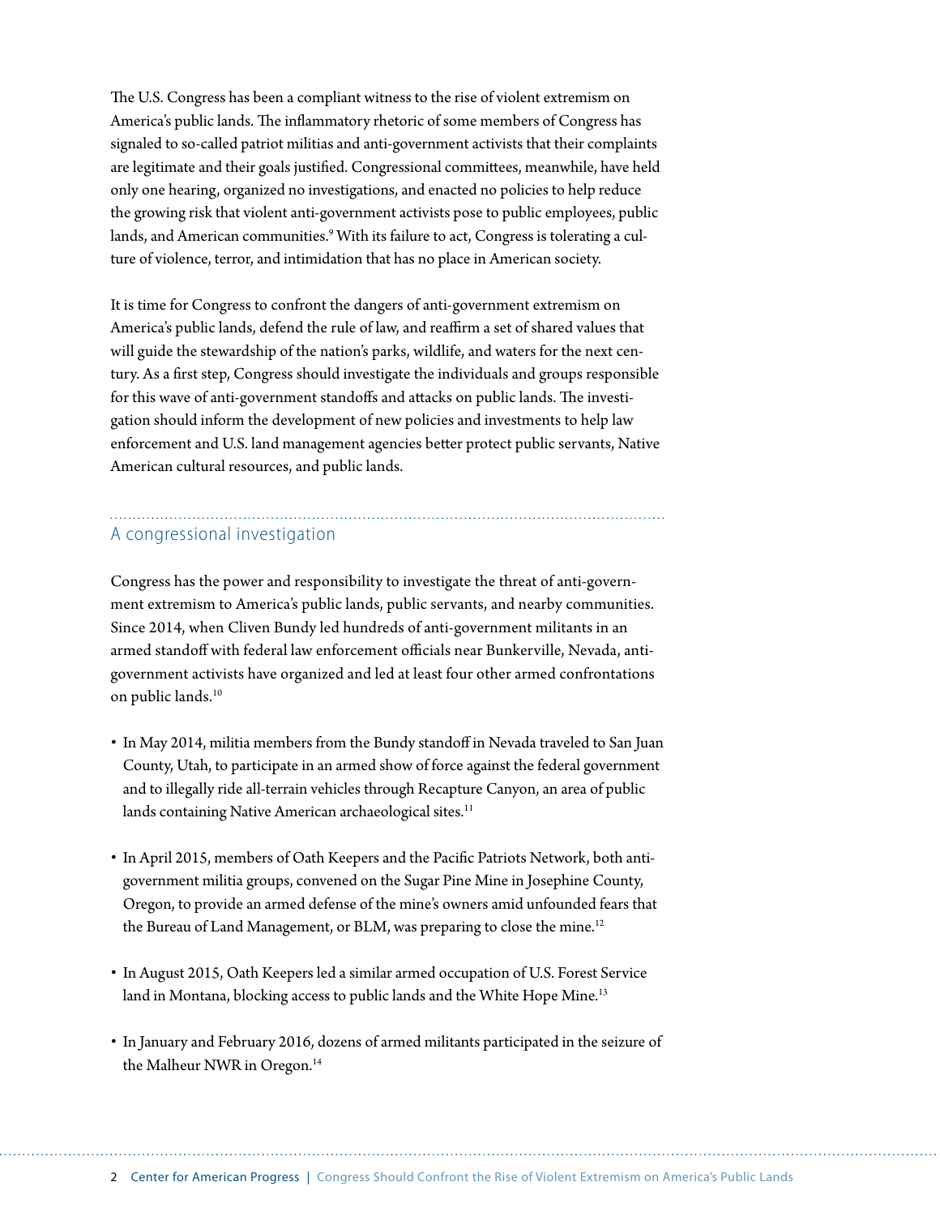The U.S. Congress has been a compliant witness to the rise of violent extremism on America's public lands. The inflammatory rhetoric of some members of Congress has signaled to so-called patriot militias and anti-government activists that their complaints are legitimate and their goals justified. Congressional committees, meanwhile, have held only one hearing, organized no investigations, and enacted no policies to help reduce the growing risk that violent anti-government activists pose to public employees, public lands, and American communities.[9] With its failure to act, Congress is tolerating a culture of violence, terror, and intimidation that has no place in American society.

It is time for Congress to confront the dangers of anti-government extremism on America's public lands, defend the rule of law, and reaffirm a set of shared values that will guide the stewardship of the nation's parks, wildlife, and waters for the next century. As a first step, Congress should investigate the individuals and groups responsible for this wave of anti-government standoffs and attacks on public lands. The investigation should inform the development of new policies and investments to help law enforcement and U.S. land management agencies better protect public servants, Native American cultural resources, and public lands.

## A congressional investigation

Congress has the power and responsibility to investigate the threat of anti-government extremism to America's public lands, public servants, and nearby communities. Since 2014, when Cliven Bundy led hundreds of anti-government militants in an armed standoff with federal law enforcement officials near Bunkerville, Nevada, anti-government activists have organized and led at least four other armed confrontations on public lands.[10]

- In May 2014, militia members from the Bundy standoff in Nevada traveled to San Juan County, Utah, to participate in an armed show of force against the federal government and to illegally ride all-terrain vehicles through Recapture Canyon, an area of public lands containing Native American archaeological sites.[11]
- In April 2015, members of Oath Keepers and the Pacific Patriots Network, both anti-government militia groups, convened on the Sugar Pine Mine in Josephine County, Oregon, to provide an armed defense of the mine's owners amid unfounded fears that the Bureau of Land Management, or BLM, was preparing to close the mine.[12]
- In August 2015, Oath Keepers led a similar armed occupation of U.S. Forest Service land in Montana, blocking access to public lands and the White Hope Mine.[13]
- In January and February 2016, dozens of armed militants participated in the seizure of the Malheur NWR in Oregon.[14]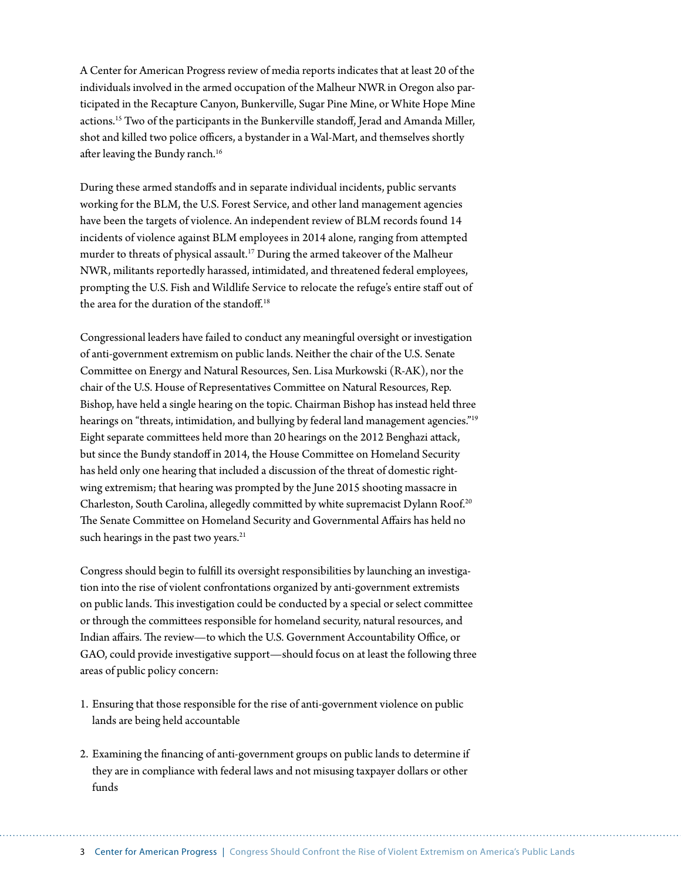A Center for American Progress review of media reports indicates that at least 20 of the individuals involved in the armed occupation of the Malheur NWR in Oregon also participated in the Recapture Canyon, Bunkerville, Sugar Pine Mine, or White Hope Mine actions.[15] Two of the participants in the Bunkerville standoff, Jerad and Amanda Miller, shot and killed two police officers, a bystander in a Wal-Mart, and themselves shortly after leaving the Bundy ranch.[16]

During these armed standoffs and in separate individual incidents, public servants working for the BLM, the U.S. Forest Service, and other land management agencies have been the targets of violence. An independent review of BLM records found 14 incidents of violence against BLM employees in 2014 alone, ranging from attempted murder to threats of physical assault.[17] During the armed takeover of the Malheur NWR, militants reportedly harassed, intimidated, and threatened federal employees, prompting the U.S. Fish and Wildlife Service to relocate the refuge's entire staff out of the area for the duration of the standoff.[18]

Congressional leaders have failed to conduct any meaningful oversight or investigation of anti-government extremism on public lands. Neither the chair of the U.S. Senate Committee on Energy and Natural Resources, Sen. Lisa Murkowski (R-AK), nor the chair of the U.S. House of Representatives Committee on Natural Resources, Rep. Bishop, have held a single hearing on the topic. Chairman Bishop has instead held three hearings on "threats, intimidation, and bullying by federal land management agencies."[19] Eight separate committees held more than 20 hearings on the 2012 Benghazi attack, but since the Bundy standoff in 2014, the House Committee on Homeland Security has held only one hearing that included a discussion of the threat of domestic right-wing extremism; that hearing was prompted by the June 2015 shooting massacre in Charleston, South Carolina, allegedly committed by white supremacist Dylann Roof.[20] The Senate Committee on Homeland Security and Governmental Affairs has held no such hearings in the past two years.[21]

Congress should begin to fulfill its oversight responsibilities by launching an investigation into the rise of violent confrontations organized by anti-government extremists on public lands. This investigation could be conducted by a special or select committee or through the committees responsible for homeland security, natural resources, and Indian affairs. The review—to which the U.S. Government Accountability Office, or GAO, could provide investigative support—should focus on at least the following three areas of public policy concern:

1. Ensuring that those responsible for the rise of anti-government violence on public lands are being held accountable
2. Examining the financing of anti-government groups on public lands to determine if they are in compliance with federal laws and not misusing taxpayer dollars or other funds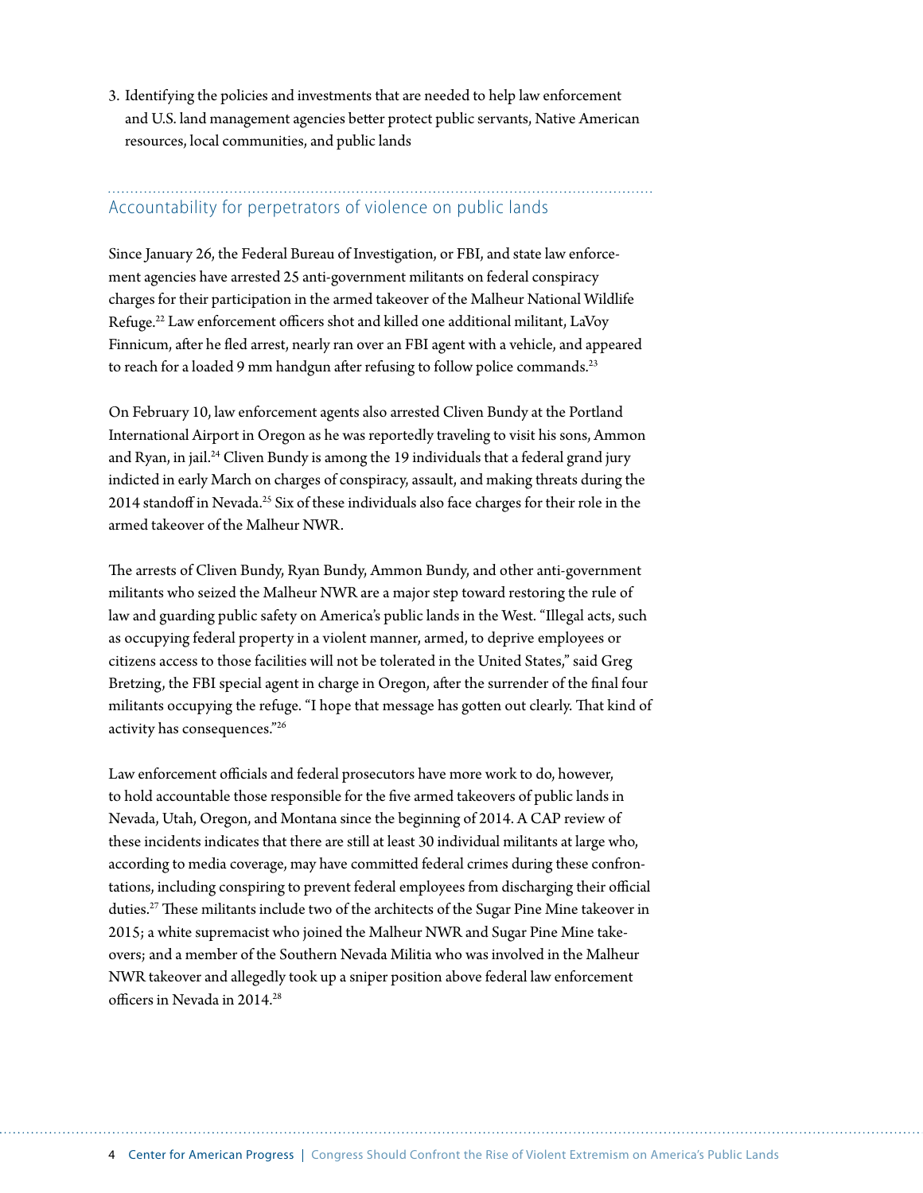3. Identifying the policies and investments that are needed to help law enforcement and U.S. land management agencies better protect public servants, Native American resources, local communities, and public lands

## Accountability for perpetrators of violence on public lands

Since January 26, the Federal Bureau of Investigation, or FBI, and state law enforcement agencies have arrested 25 anti-government militants on federal conspiracy charges for their participation in the armed takeover of the Malheur National Wildlife Refuge.[22] Law enforcement officers shot and killed one additional militant, LaVoy Finnicum, after he fled arrest, nearly ran over an FBI agent with a vehicle, and appeared to reach for a loaded 9 mm handgun after refusing to follow police commands.[23]

On February 10, law enforcement agents also arrested Cliven Bundy at the Portland International Airport in Oregon as he was reportedly traveling to visit his sons, Ammon and Ryan, in jail.[24] Cliven Bundy is among the 19 individuals that a federal grand jury indicted in early March on charges of conspiracy, assault, and making threats during the 2014 standoff in Nevada.[25] Six of these individuals also face charges for their role in the armed takeover of the Malheur NWR.

The arrests of Cliven Bundy, Ryan Bundy, Ammon Bundy, and other anti-government militants who seized the Malheur NWR are a major step toward restoring the rule of law and guarding public safety on America's public lands in the West. "Illegal acts, such as occupying federal property in a violent manner, armed, to deprive employees or citizens access to those facilities will not be tolerated in the United States," said Greg Bretzing, the FBI special agent in charge in Oregon, after the surrender of the final four militants occupying the refuge. "I hope that message has gotten out clearly. That kind of activity has consequences."[26]

Law enforcement officials and federal prosecutors have more work to do, however, to hold accountable those responsible for the five armed takeovers of public lands in Nevada, Utah, Oregon, and Montana since the beginning of 2014. A CAP review of these incidents indicates that there are still at least 30 individual militants at large who, according to media coverage, may have committed federal crimes during these confrontations, including conspiring to prevent federal employees from discharging their official duties.[27] These militants include two of the architects of the Sugar Pine Mine takeover in 2015; a white supremacist who joined the Malheur NWR and Sugar Pine Mine takeovers; and a member of the Southern Nevada Militia who was involved in the Malheur NWR takeover and allegedly took up a sniper position above federal law enforcement officers in Nevada in 2014.[28]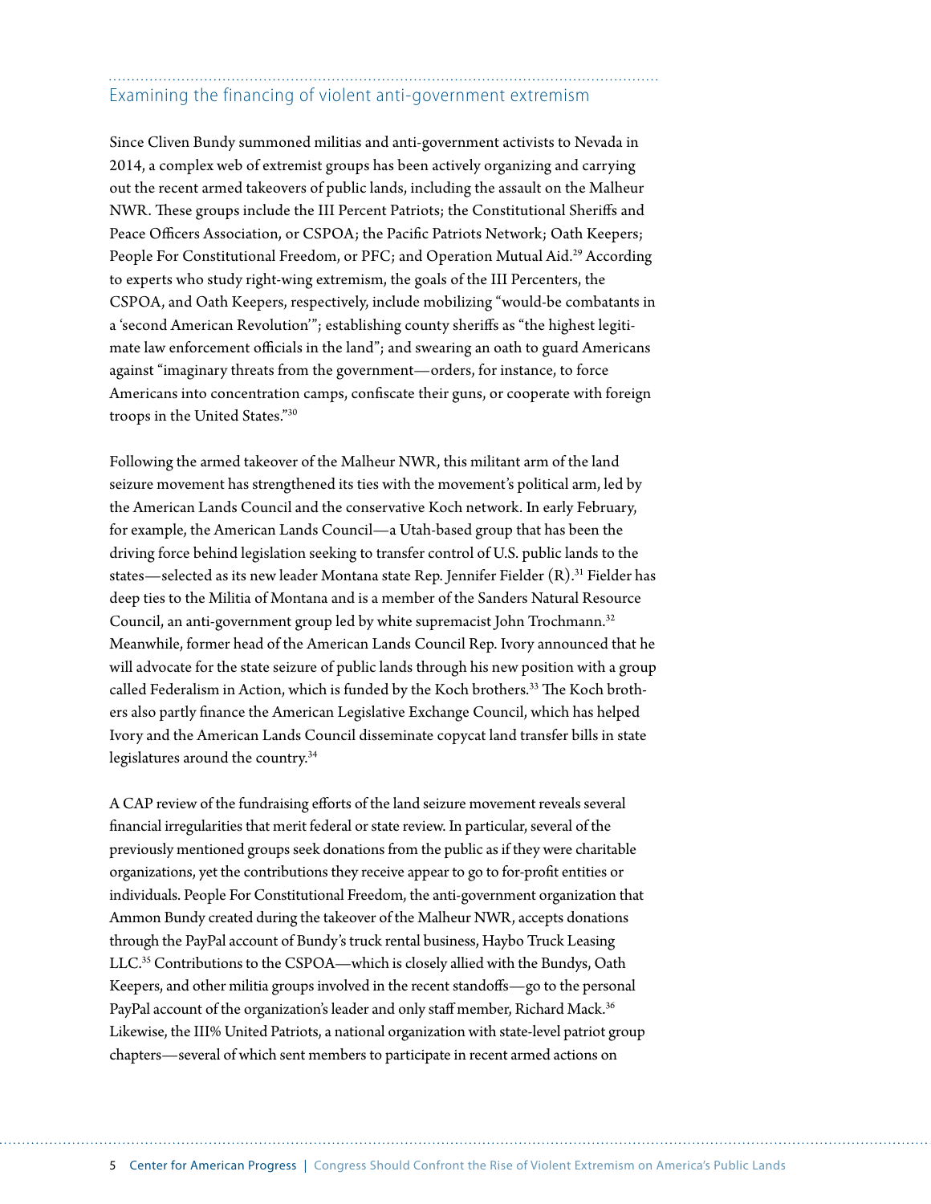## Examining the financing of violent anti-government extremism

Since Cliven Bundy summoned militias and anti-government activists to Nevada in 2014, a complex web of extremist groups has been actively organizing and carrying out the recent armed takeovers of public lands, including the assault on the Malheur NWR. These groups include the III Percent Patriots; the Constitutional Sheriffs and Peace Officers Association, or CSPOA; the Pacific Patriots Network; Oath Keepers; People For Constitutional Freedom, or PFC; and Operation Mutual Aid.[29] According to experts who study right-wing extremism, the goals of the III Percenters, the CSPOA, and Oath Keepers, respectively, include mobilizing "would-be combatants in a 'second American Revolution'"; establishing county sheriffs as "the highest legitimate law enforcement officials in the land"; and swearing an oath to guard Americans against "imaginary threats from the government—orders, for instance, to force Americans into concentration camps, confiscate their guns, or cooperate with foreign troops in the United States."[30]

Following the armed takeover of the Malheur NWR, this militant arm of the land seizure movement has strengthened its ties with the movement's political arm, led by the American Lands Council and the conservative Koch network. In early February, for example, the American Lands Council—a Utah-based group that has been the driving force behind legislation seeking to transfer control of U.S. public lands to the states—selected as its new leader Montana state Rep. Jennifer Fielder (R).[31] Fielder has deep ties to the Militia of Montana and is a member of the Sanders Natural Resource Council, an anti-government group led by white supremacist John Trochmann.[32] Meanwhile, former head of the American Lands Council Rep. Ivory announced that he will advocate for the state seizure of public lands through his new position with a group called Federalism in Action, which is funded by the Koch brothers.[33] The Koch brothers also partly finance the American Legislative Exchange Council, which has helped Ivory and the American Lands Council disseminate copycat land transfer bills in state legislatures around the country.[34]

A CAP review of the fundraising efforts of the land seizure movement reveals several financial irregularities that merit federal or state review. In particular, several of the previously mentioned groups seek donations from the public as if they were charitable organizations, yet the contributions they receive appear to go to for-profit entities or individuals. People For Constitutional Freedom, the anti-government organization that Ammon Bundy created during the takeover of the Malheur NWR, accepts donations through the PayPal account of Bundy's truck rental business, Haybo Truck Leasing LLC.[35] Contributions to the CSPOA—which is closely allied with the Bundys, Oath Keepers, and other militia groups involved in the recent standoffs—go to the personal PayPal account of the organization's leader and only staff member, Richard Mack.[36] Likewise, the III% United Patriots, a national organization with state-level patriot group chapters—several of which sent members to participate in recent armed actions on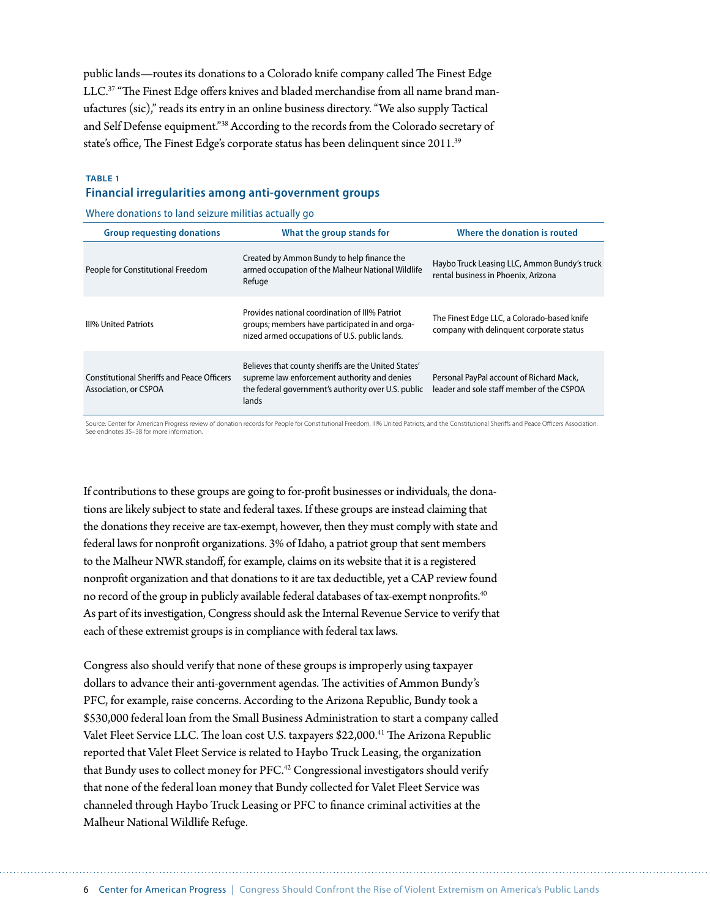public lands—routes its donations to a Colorado knife company called The Finest Edge LLC.[37] "The Finest Edge offers knives and bladed merchandise from all name brand manufactures (sic)," reads its entry in an online business directory. "We also supply Tactical and Self Defense equipment."[38] According to the records from the Colorado secretary of state's office, The Finest Edge's corporate status has been delinquent since 2011.[39]

**TABLE 1**

**Financial irregularities among anti-government groups**

Where donations to land seizure militias actually go

| Group requesting donations | What the group stands for | Where the donation is routed |
|---|---|---|
| People for Constitutional Freedom | Created by Ammon Bundy to help finance the armed occupation of the Malheur National Wildlife Refuge | Haybo Truck Leasing LLC, Ammon Bundy's truck rental business in Phoenix, Arizona |
| III% United Patriots | Provides national coordination of III% Patriot groups; members have participated in and organized armed occupations of U.S. public lands. | The Finest Edge LLC, a Colorado-based knife company with delinquent corporate status |
| Constitutional Sheriffs and Peace Officers Association, or CSPOA | Believes that county sheriffs are the United States' supreme law enforcement authority and denies the federal government's authority over U.S. public lands | Personal PayPal account of Richard Mack, leader and sole staff member of the CSPOA |

Source: Center for American Progress review of donation records for People for Constitutional Freedom, III% United Patriots, and the Constitutional Sheriffs and Peace Officers Association. See endnotes 35–38 for more information.

If contributions to these groups are going to for-profit businesses or individuals, the donations are likely subject to state and federal taxes. If these groups are instead claiming that the donations they receive are tax-exempt, however, then they must comply with state and federal laws for nonprofit organizations. 3% of Idaho, a patriot group that sent members to the Malheur NWR standoff, for example, claims on its website that it is a registered nonprofit organization and that donations to it are tax deductible, yet a CAP review found no record of the group in publicly available federal databases of tax-exempt nonprofits.[40] As part of its investigation, Congress should ask the Internal Revenue Service to verify that each of these extremist groups is in compliance with federal tax laws.

Congress also should verify that none of these groups is improperly using taxpayer dollars to advance their anti-government agendas. The activities of Ammon Bundy's PFC, for example, raise concerns. According to the Arizona Republic, Bundy took a $530,000 federal loan from the Small Business Administration to start a company called Valet Fleet Service LLC. The loan cost U.S. taxpayers $22,000.[41] The Arizona Republic reported that Valet Fleet Service is related to Haybo Truck Leasing, the organization that Bundy uses to collect money for PFC.[42] Congressional investigators should verify that none of the federal loan money that Bundy collected for Valet Fleet Service was channeled through Haybo Truck Leasing or PFC to finance criminal activities at the Malheur National Wildlife Refuge.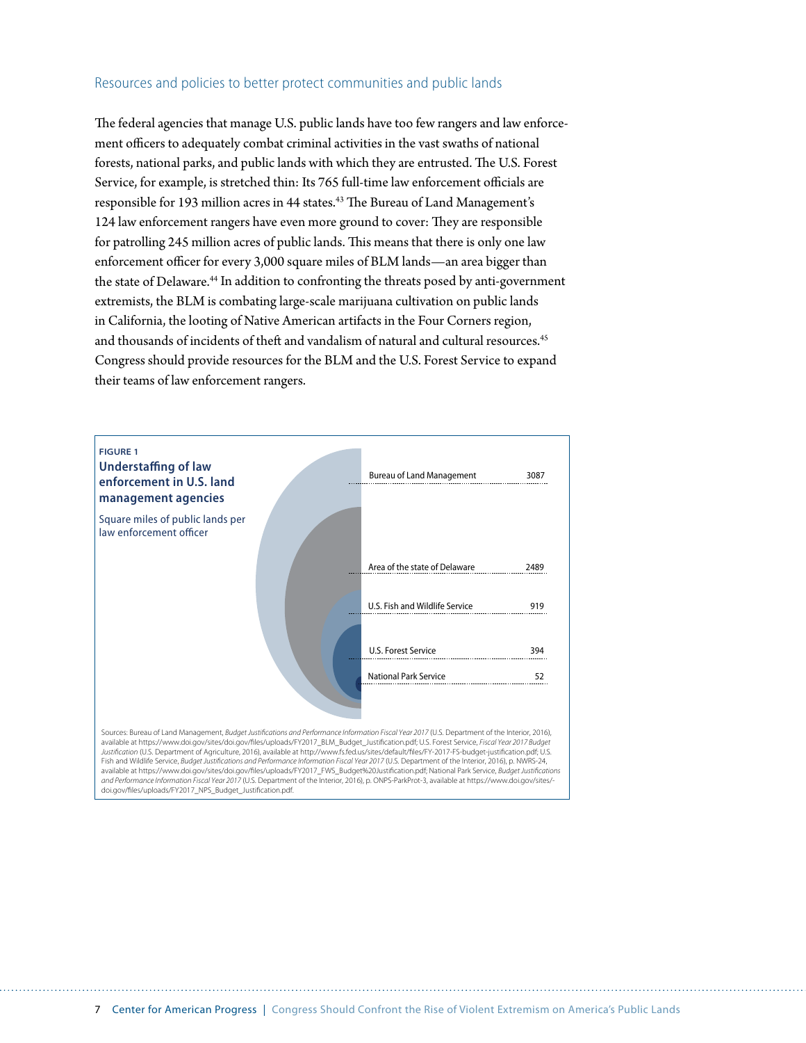## Resources and policies to better protect communities and public lands

The federal agencies that manage U.S. public lands have too few rangers and law enforcement officers to adequately combat criminal activities in the vast swaths of national forests, national parks, and public lands with which they are entrusted. The U.S. Forest Service, for example, is stretched thin: Its 765 full-time law enforcement officials are responsible for 193 million acres in 44 states.[43] The Bureau of Land Management's 124 law enforcement rangers have even more ground to cover: They are responsible for patrolling 245 million acres of public lands. This means that there is only one law enforcement officer for every 3,000 square miles of BLM lands—an area bigger than the state of Delaware.[44] In addition to confronting the threats posed by anti-government extremists, the BLM is combating large-scale marijuana cultivation on public lands in California, the looting of Native American artifacts in the Four Corners region, and thousands of incidents of theft and vandalism of natural and cultural resources.[45] Congress should provide resources for the BLM and the U.S. Forest Service to expand their teams of law enforcement rangers.

**FIGURE 1**

**Understaffing of law enforcement in U.S. land management agencies**

Square miles of public lands per law enforcement officer

| | |
|---|---|
| Bureau of Land Management | 3087 |
| Area of the state of Delaware | 2489 |
| U.S. Fish and Wildlife Service | 919 |
| U.S. Forest Service | 394 |
| National Park Service | 52 |

Sources: Bureau of Land Management, *Budget Justifications and Performance Information Fiscal Year 2017* (U.S. Department of the Interior, 2016), available at https://www.doi.gov/sites/doi.gov/files/uploads/FY2017_BLM_Budget_Justification.pdf; U.S. Forest Service, *Fiscal Year 2017 Budget Justification* (U.S. Department of Agriculture, 2016), available at http://www.fs.fed.us/sites/default/files/FY-2017-FS-budget-justification.pdf; U.S. Fish and Wildlife Service, *Budget Justifications and Performance Information Fiscal Year 2017* (U.S. Department of the Interior, 2016), p. NWRS-24, available at https://www.doi.gov/sites/doi.gov/files/uploads/FY2017_FWS_Budget%20Justification.pdf; National Park Service, *Budget Justifications and Performance Information Fiscal Year 2017* (U.S. Department of the Interior, 2016), p. ONPS-ParkProt-3, available at https://www.doi.gov/sites/doi.gov/files/uploads/FY2017_NPS_Budget_Justification.pdf.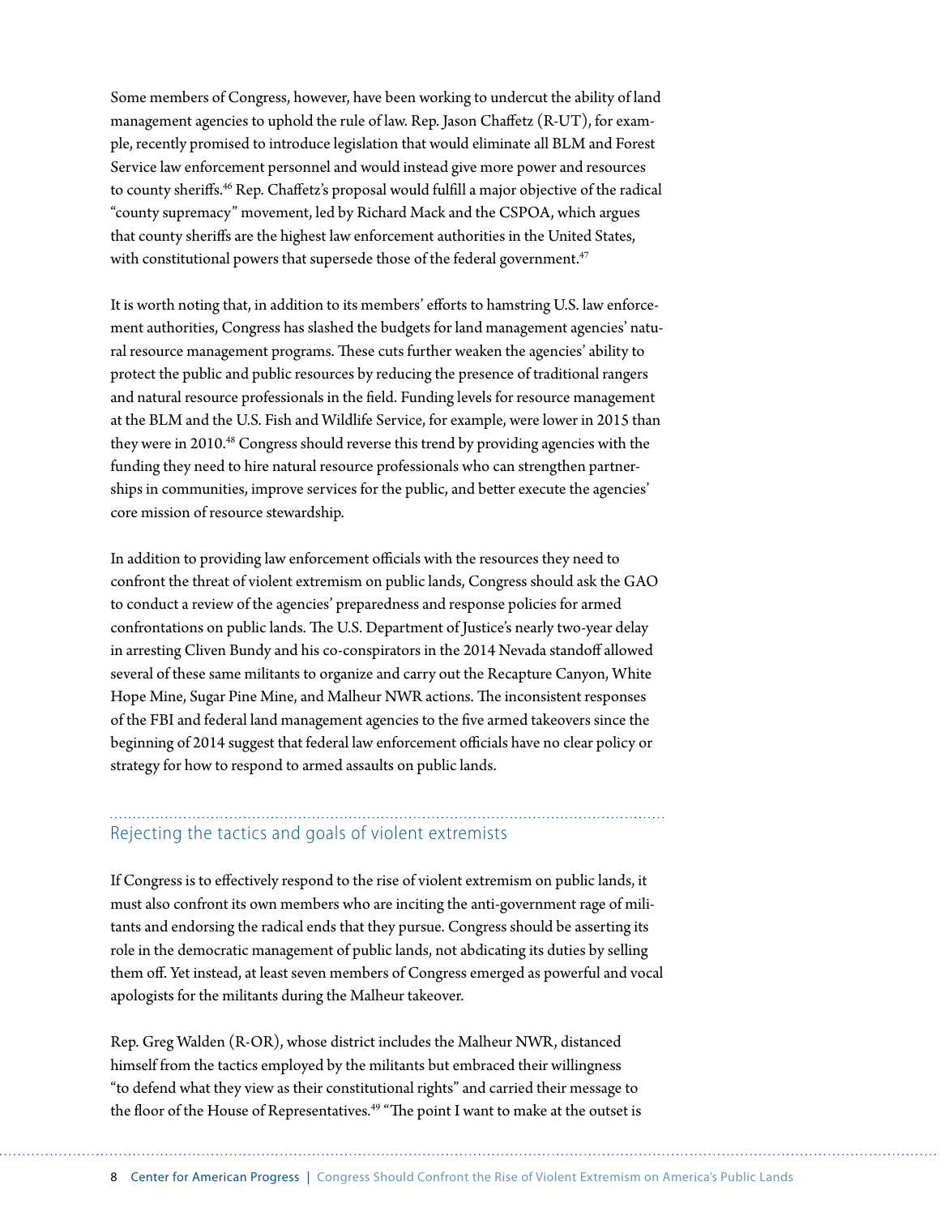Some members of Congress, however, have been working to undercut the ability of land management agencies to uphold the rule of law. Rep. Jason Chaffetz (R-UT), for example, recently promised to introduce legislation that would eliminate all BLM and Forest Service law enforcement personnel and would instead give more power and resources to county sheriffs.[46] Rep. Chaffetz's proposal would fulfill a major objective of the radical "county supremacy" movement, led by Richard Mack and the CSPOA, which argues that county sheriffs are the highest law enforcement authorities in the United States, with constitutional powers that supersede those of the federal government.[47]

It is worth noting that, in addition to its members' efforts to hamstring U.S. law enforcement authorities, Congress has slashed the budgets for land management agencies' natural resource management programs. These cuts further weaken the agencies' ability to protect the public and public resources by reducing the presence of traditional rangers and natural resource professionals in the field. Funding levels for resource management at the BLM and the U.S. Fish and Wildlife Service, for example, were lower in 2015 than they were in 2010.[48] Congress should reverse this trend by providing agencies with the funding they need to hire natural resource professionals who can strengthen partnerships in communities, improve services for the public, and better execute the agencies' core mission of resource stewardship.

In addition to providing law enforcement officials with the resources they need to confront the threat of violent extremism on public lands, Congress should ask the GAO to conduct a review of the agencies' preparedness and response policies for armed confrontations on public lands. The U.S. Department of Justice's nearly two-year delay in arresting Cliven Bundy and his co-conspirators in the 2014 Nevada standoff allowed several of these same militants to organize and carry out the Recapture Canyon, White Hope Mine, Sugar Pine Mine, and Malheur NWR actions. The inconsistent responses of the FBI and federal land management agencies to the five armed takeovers since the beginning of 2014 suggest that federal law enforcement officials have no clear policy or strategy for how to respond to armed assaults on public lands.

## Rejecting the tactics and goals of violent extremists

If Congress is to effectively respond to the rise of violent extremism on public lands, it must also confront its own members who are inciting the anti-government rage of militants and endorsing the radical ends that they pursue. Congress should be asserting its role in the democratic management of public lands, not abdicating its duties by selling them off. Yet instead, at least seven members of Congress emerged as powerful and vocal apologists for the militants during the Malheur takeover.

Rep. Greg Walden (R-OR), whose district includes the Malheur NWR, distanced himself from the tactics employed by the militants but embraced their willingness "to defend what they view as their constitutional rights" and carried their message to the floor of the House of Representatives.[49] "The point I want to make at the outset is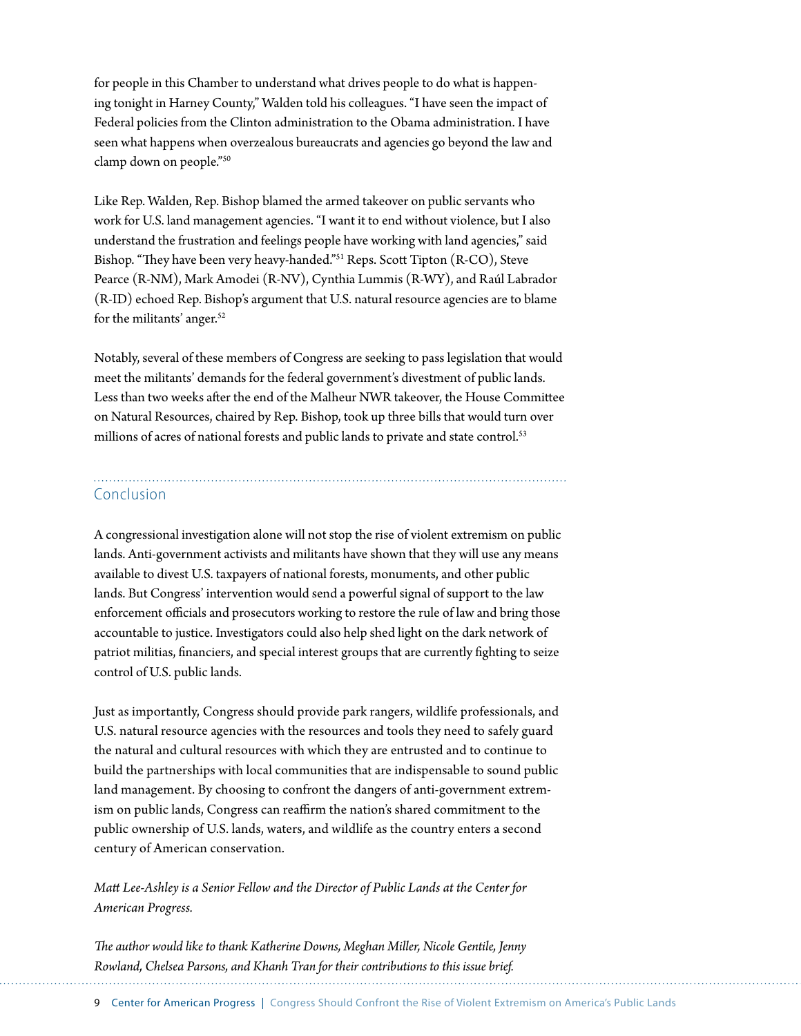for people in this Chamber to understand what drives people to do what is happening tonight in Harney County," Walden told his colleagues. "I have seen the impact of Federal policies from the Clinton administration to the Obama administration. I have seen what happens when overzealous bureaucrats and agencies go beyond the law and clamp down on people."[50]

Like Rep. Walden, Rep. Bishop blamed the armed takeover on public servants who work for U.S. land management agencies. "I want it to end without violence, but I also understand the frustration and feelings people have working with land agencies," said Bishop. "They have been very heavy-handed."[51] Reps. Scott Tipton (R-CO), Steve Pearce (R-NM), Mark Amodei (R-NV), Cynthia Lummis (R-WY), and Raúl Labrador (R-ID) echoed Rep. Bishop's argument that U.S. natural resource agencies are to blame for the militants' anger.[52]

Notably, several of these members of Congress are seeking to pass legislation that would meet the militants' demands for the federal government's divestment of public lands. Less than two weeks after the end of the Malheur NWR takeover, the House Committee on Natural Resources, chaired by Rep. Bishop, took up three bills that would turn over millions of acres of national forests and public lands to private and state control.[53]

## Conclusion

A congressional investigation alone will not stop the rise of violent extremism on public lands. Anti-government activists and militants have shown that they will use any means available to divest U.S. taxpayers of national forests, monuments, and other public lands. But Congress' intervention would send a powerful signal of support to the law enforcement officials and prosecutors working to restore the rule of law and bring those accountable to justice. Investigators could also help shed light on the dark network of patriot militias, financiers, and special interest groups that are currently fighting to seize control of U.S. public lands.

Just as importantly, Congress should provide park rangers, wildlife professionals, and U.S. natural resource agencies with the resources and tools they need to safely guard the natural and cultural resources with which they are entrusted and to continue to build the partnerships with local communities that are indispensable to sound public land management. By choosing to confront the dangers of anti-government extremism on public lands, Congress can reaffirm the nation's shared commitment to the public ownership of U.S. lands, waters, and wildlife as the country enters a second century of American conservation.

*Matt Lee-Ashley is a Senior Fellow and the Director of Public Lands at the Center for American Progress.*

*The author would like to thank Katherine Downs, Meghan Miller, Nicole Gentile, Jenny Rowland, Chelsea Parsons, and Khanh Tran for their contributions to this issue brief.*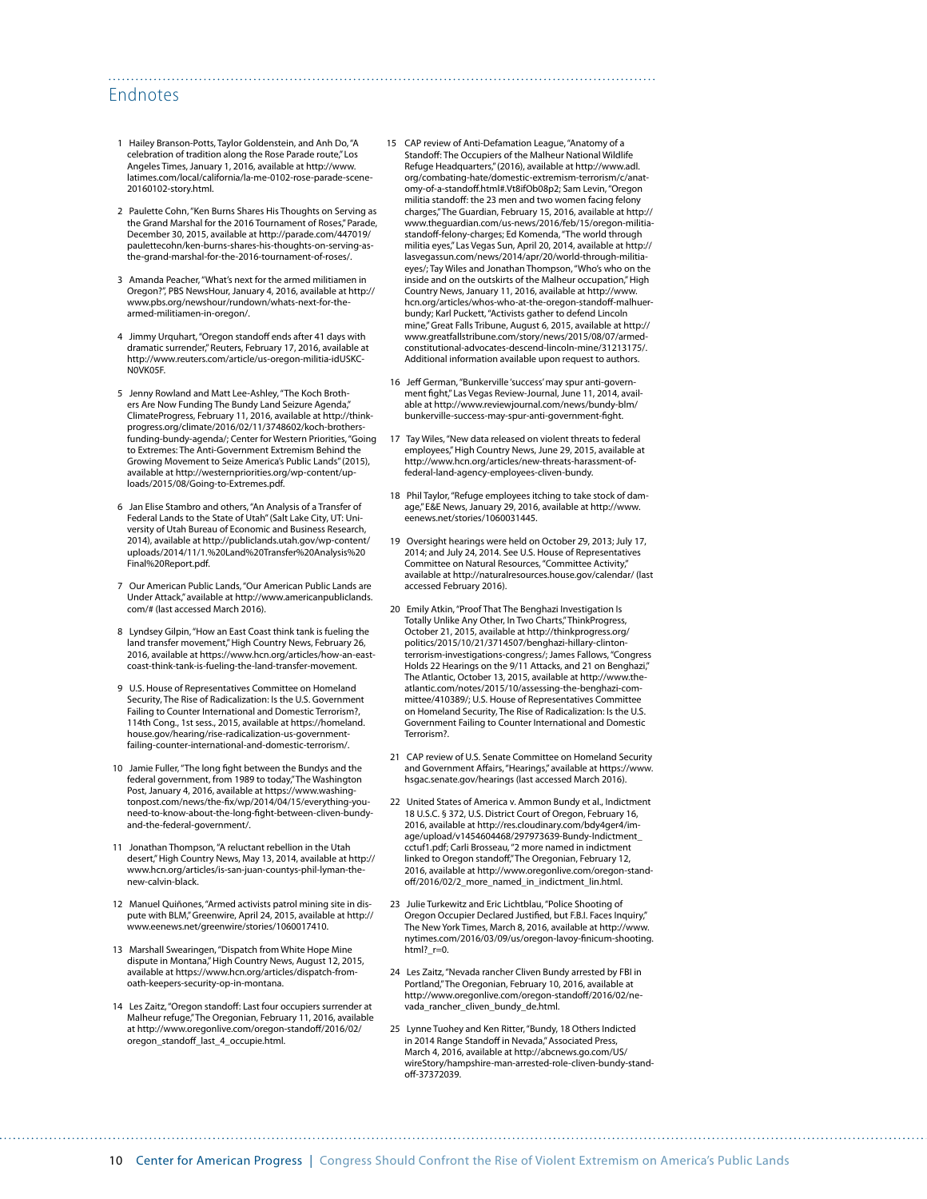## Endnotes

1 Hailey Branson-Potts, Taylor Goldenstein, and Anh Do, "A celebration of tradition along the Rose Parade route," Los Angeles Times, January 1, 2016, available at http://www.latimes.com/local/california/la-me-0102-rose-parade-scene-20160102-story.html.

2 Paulette Cohn, "Ken Burns Shares His Thoughts on Serving as the Grand Marshal for the 2016 Tournament of Roses," Parade, December 30, 2015, available at http://parade.com/447019/paulettecohn/ken-burns-shares-his-thoughts-on-serving-as-the-grand-marshal-for-the-2016-tournament-of-roses/.

3 Amanda Peacher, "What's next for the armed militiamen in Oregon?", PBS NewsHour, January 4, 2016, available at http://www.pbs.org/newshour/rundown/whats-next-for-the-armed-militiamen-in-oregon/.

4 Jimmy Urquhart, "Oregon standoff ends after 41 days with dramatic surrender," Reuters, February 17, 2016, available at http://www.reuters.com/article/us-oregon-militia-idUSKCN0VK05F.

5 Jenny Rowland and Matt Lee-Ashley, "The Koch Brothers Are Now Funding The Bundy Land Seizure Agenda," ClimateProgress, February 11, 2016, available at http://thinkprogress.org/climate/2016/02/11/3748602/koch-brothers-funding-bundy-agenda/; Center for Western Priorities, "Going to Extremes: The Anti-Government Extremism Behind the Growing Movement to Seize America's Public Lands" (2015), available at http://westernpriorities.org/wp-content/uploads/2015/08/Going-to-Extremes.pdf.

6 Jan Elise Stambro and others, "An Analysis of a Transfer of Federal Lands to the State of Utah" (Salt Lake City, UT: University of Utah Bureau of Economic and Business Research, 2014), available at http://publiclands.utah.gov/wp-content/uploads/2014/11/1.%20Land%20Transfer%20Analysis%20Final%20Report.pdf.

7 Our American Public Lands, "Our American Public Lands are Under Attack," available at http://www.americanpubliclands.com/# (last accessed March 2016).

8 Lyndsey Gilpin, "How an East Coast think tank is fueling the land transfer movement," High Country News, February 26, 2016, available at https://www.hcn.org/articles/how-an-east-coast-think-tank-is-fueling-the-land-transfer-movement.

9 U.S. House of Representatives Committee on Homeland Security, The Rise of Radicalization: Is the U.S. Government Failing to Counter International and Domestic Terrorism?, 114th Cong., 1st sess., 2015, available at https://homeland.house.gov/hearing/rise-radicalization-us-government-failing-counter-international-and-domestic-terrorism/.

10 Jamie Fuller, "The long fight between the Bundys and the federal government, from 1989 to today," The Washington Post, January 4, 2016, available at https://www.washingtonpost.com/news/the-fix/wp/2014/04/15/everything-you-need-to-know-about-the-long-fight-between-cliven-bundy-and-the-federal-government/.

11 Jonathan Thompson, "A reluctant rebellion in the Utah desert," High Country News, May 13, 2014, available at http://www.hcn.org/articles/is-san-juan-countys-phil-lyman-the-new-calvin-black.

12 Manuel Quiñones, "Armed activists patrol mining site in dispute with BLM," Greenwire, April 24, 2015, available at http://www.eenews.net/greenwire/stories/1060017410.

13 Marshall Swearingen, "Dispatch from White Hope Mine dispute in Montana," High Country News, August 12, 2015, available at https://www.hcn.org/articles/dispatch-from-oath-keepers-security-op-in-montana.

14 Les Zaitz, "Oregon standoff: Last four occupiers surrender at Malheur refuge," The Oregonian, February 11, 2016, available at http://www.oregonlive.com/oregon-standoff/2016/02/oregon_standoff_last_4_occupie.html.

15 CAP review of Anti-Defamation League, "Anatomy of a Standoff: The Occupiers of the Malheur National Wildlife Refuge Headquarters," (2016), available at http://www.adl.org/combating-hate/domestic-extremism-terrorism/c/anatomy-of-a-standoff.html#.Vt8ifOb08p2; Sam Levin, "Oregon militia standoff: the 23 men and two women facing felony charges," The Guardian, February 15, 2016, available at http://www.theguardian.com/us-news/2016/feb/15/oregon-militia-standoff-felony-charges; Ed Komenda, "The world through militia eyes," Las Vegas Sun, April 20, 2014, available at http://lasvegassun.com/news/2014/apr/20/world-through-militia-eyes/; Tay Wiles and Jonathan Thompson, "Who's who on the inside and on the outskirts of the Malheur occupation," High Country News, January 11, 2016, available at http://www.hcn.org/articles/whos-who-at-the-oregon-standoff-malheur-bundy; Karl Puckett, "Activists gather to defend Lincoln mine," Great Falls Tribune, August 6, 2015, available at http://www.greatfallstribune.com/story/news/2015/08/07/armed-constitutional-advocates-descend-lincoln-mine/31213175/. Additional information available upon request to authors.

16 Jeff German, "Bunkerville 'success' may spur anti-government fight," Las Vegas Review-Journal, June 11, 2014, available at http://www.reviewjournal.com/news/bundy-blm/bunkerville-success-may-spur-anti-government-fight.

17 Tay Wiles, "New data released on violent threats to federal employees," High Country News, June 29, 2015, available at http://www.hcn.org/articles/new-threats-harassment-of-federal-land-agency-employees-cliven-bundy.

18 Phil Taylor, "Refuge employees itching to take stock of damage," E&E News, January 29, 2016, available at http://www.eenews.net/stories/1060031445.

19 Oversight hearings were held on October 29, 2013; July 17, 2014; and July 24, 2014. See U.S. House of Representatives Committee on Natural Resources, "Committee Activity," available at http://naturalresources.house.gov/calendar/ (last accessed February 2016).

20 Emily Atkin, "Proof That The Benghazi Investigation Is Totally Unlike Any Other, In Two Charts," ThinkProgress, October 21, 2015, available at http://thinkprogress.org/politics/2015/10/21/3714507/benghazi-hillary-clinton-terrorism-investigations-congress/; James Fallows, "Congress Holds 22 Hearings on the 9/11 Attacks, and 21 on Benghazi," The Atlantic, October 13, 2015, available at http://www.theatlantic.com/notes/2015/10/assessing-the-benghazi-committee/410389/; U.S. House of Representatives Committee on Homeland Security, The Rise of Radicalization: Is the U.S. Government Failing to Counter International and Domestic Terrorism?.

21 CAP review of U.S. Senate Committee on Homeland Security and Government Affairs, "Hearings," available at https://www.hsgac.senate.gov/hearings (last accessed March 2016).

22 United States of America v. Ammon Bundy et al., Indictment 18 U.S.C. § 372, U.S. District Court of Oregon, February 16, 2016, available at http://res.cloudinary.com/bdy4ger4/image/upload/v1454604468/297973639-Bundy-Indictment_cctuf1.pdf; Carli Brosseau, "2 more named in indictment linked to Oregon standoff," The Oregonian, February 12, 2016, available at http://www.oregonlive.com/oregon-standoff/2016/02/2_more_named_in_indictment_lin.html.

23 Julie Turkewitz and Eric Lichtblau, "Police Shooting of Oregon Occupier Declared Justified, but F.B.I. Faces Inquiry," The New York Times, March 8, 2016, available at http://www.nytimes.com/2016/03/09/us/oregon-lavoy-finicum-shooting.html?_r=0.

24 Les Zaitz, "Nevada rancher Cliven Bundy arrested by FBI in Portland," The Oregonian, February 10, 2016, available at http://www.oregonlive.com/oregon-standoff/2016/02/nevada_rancher_cliven_bundy_de.html.

25 Lynne Tuohey and Ken Ritter, "Bundy, 18 Others Indicted in 2014 Range Standoff in Nevada," Associated Press, March 4, 2016, available at http://abcnews.go.com/US/wireStory/hampshire-man-arrested-role-cliven-bundy-standoff-37372039.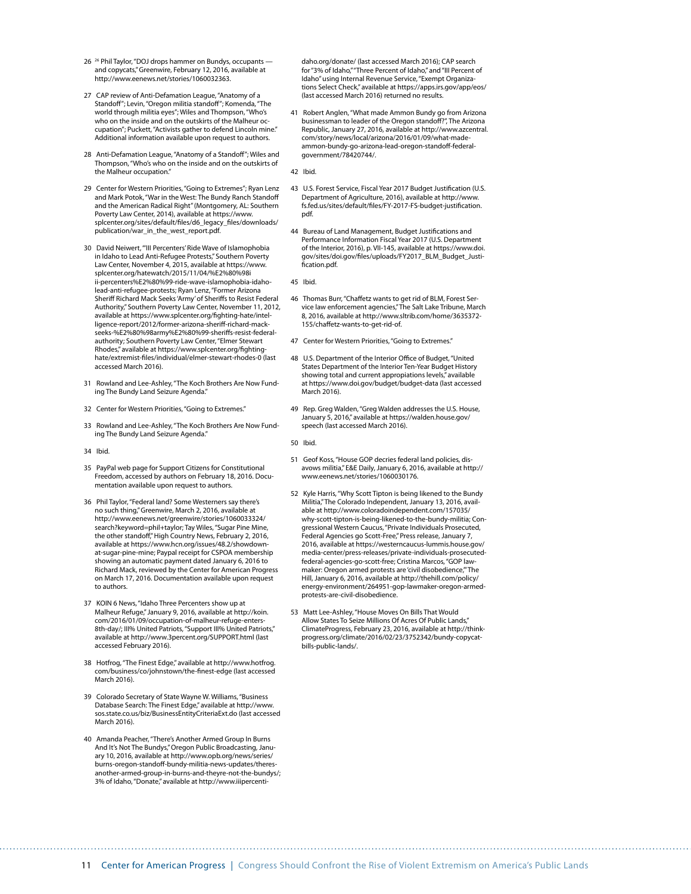26 [26] Phil Taylor, "DOJ drops hammer on Bundys, occupants — and copycats," Greenwire, February 12, 2016, available at http://www.eenews.net/stories/1060032363.

27 CAP review of Anti-Defamation League, "Anatomy of a Standoff"; Levin, "Oregon militia standoff"; Komenda, "The world through militia eyes"; Wiles and Thompson, "Who's who on the inside and on the outskirts of the Malheur occupation"; Puckett, "Activists gather to defend Lincoln mine." Additional information available upon request to authors.

28 Anti-Defamation League, "Anatomy of a Standoff"; Wiles and Thompson, "Who's who on the inside and on the outskirts of the Malheur occupation."

29 Center for Western Priorities, "Going to Extremes"; Ryan Lenz and Mark Potok, "War in the West: The Bundy Ranch Standoff and the American Radical Right" (Montgomery, AL: Southern Poverty Law Center, 2014), available at https://www.splcenter.org/sites/default/files/d6_legacy_files/downloads/publication/war_in_the_west_report.pdf.

30 David Neiwert, "'III Percenters' Ride Wave of Islamophobia in Idaho to Lead Anti-Refugee Protests," Southern Poverty Law Center, November 4, 2015, available at https://www.splcenter.org/hatewatch/2015/11/04/%E2%80%98iii-percenters%E2%80%99-ride-wave-islamophobia-idaho-lead-anti-refugee-protests; Ryan Lenz, "Former Arizona Sheriff Richard Mack Seeks 'Army' of Sheriffs to Resist Federal Authority," Southern Poverty Law Center, November 11, 2012, available at https://www.splcenter.org/fighting-hate/intelligence-report/2012/former-arizona-sheriff-richard-mack-seeks-%E2%80%98army%E2%80%99-sheriffs-resist-federal-authority; Southern Poverty Law Center, "Elmer Stewart Rhodes," available at https://www.splcenter.org/fighting-hate/extremist-files/individual/elmer-stewart-rhodes-0 (last accessed March 2016).

31 Rowland and Lee-Ashley, "The Koch Brothers Are Now Funding The Bundy Land Seizure Agenda."

32 Center for Western Priorities, "Going to Extremes."

33 Rowland and Lee-Ashley, "The Koch Brothers Are Now Funding The Bundy Land Seizure Agenda."

34 Ibid.

35 PayPal web page for Support Citizens for Constitutional Freedom, accessed by authors on February 18, 2016. Documentation available upon request to authors.

36 Phil Taylor, "Federal land? Some Westerners say there's no such thing," Greenwire, March 2, 2016, available at http://www.eenews.net/greenwire/stories/1060033324/search?keyword=phil+taylor; Tay Wiles, "Sugar Pine Mine, the other standoff," High Country News, February 2, 2016, available at https://www.hcn.org/issues/48.2/showdown-at-sugar-pine-mine; Paypal receipt for CSPOA membership showing an automatic payment dated January 6, 2016 to Richard Mack, reviewed by the Center for American Progress on March 17, 2016. Documentation available upon request to authors.

37 KOIN 6 News, "Idaho Three Percenters show up at Malheur Refuge," January 9, 2016, available at http://koin.com/2016/01/09/occupation-of-malheur-refuge-enters-8th-day/; III% United Patriots, "Support III% United Patriots," available at http://www.3percent.org/SUPPORT.html (last accessed February 2016).

38 Hotfrog, "The Finest Edge," available at http://www.hotfrog.com/business/co/johnstown/the-finest-edge (last accessed March 2016).

39 Colorado Secretary of State Wayne W. Williams, "Business Database Search: The Finest Edge," available at http://www.sos.state.co.us/biz/BusinessEntityCriteriaExt.do (last accessed March 2016).

40 Amanda Peacher, "There's Another Armed Group In Burns And It's Not The Bundys," Oregon Public Broadcasting, January 10, 2016, available at http://www.opb.org/news/series/burns-oregon-standoff-bundy-militia-news-updates/theres-another-armed-group-in-burns-and-theyre-not-the-bundys/; 3% of Idaho, "Donate," available at http://www.iiipercentidaho.org/donate/ (last accessed March 2016); CAP search for "3% of Idaho," "Three Percent of Idaho," and "III Percent of Idaho" using Internal Revenue Service, "Exempt Organizations Select Check," available at https://apps.irs.gov/app/eos/ (last accessed March 2016) returned no results.

41 Robert Anglen, "What made Ammon Bundy go from Arizona businessman to leader of the Oregon standoff?", The Arizona Republic, January 27, 2016, available at http://www.azcentral.com/story/news/local/arizona/2016/01/09/what-made-ammon-bundy-go-arizona-lead-oregon-standoff-federal-government/78420744/.

42 Ibid.

43 U.S. Forest Service, Fiscal Year 2017 Budget Justification (U.S. Department of Agriculture, 2016), available at http://www.fs.fed.us/sites/default/files/FY-2017-FS-budget-justification.pdf.

44 Bureau of Land Management, Budget Justifications and Performance Information Fiscal Year 2017 (U.S. Department of the Interior, 2016), p. VII-145, available at https://www.doi.gov/sites/doi.gov/files/uploads/FY2017_BLM_Budget_Justification.pdf.

45 Ibid.

46 Thomas Burr, "Chaffetz wants to get rid of BLM, Forest Service law enforcement agencies," The Salt Lake Tribune, March 8, 2016, available at http://www.sltrib.com/home/3635372-155/chaffetz-wants-to-get-rid-of.

47 Center for Western Priorities, "Going to Extremes."

48 U.S. Department of the Interior Office of Budget, "United States Department of the Interior Ten-Year Budget History showing total and current appropriations levels," available at https://www.doi.gov/budget/budget-data (last accessed March 2016).

49 Rep. Greg Walden, "Greg Walden addresses the U.S. House, January 5, 2016," available at https://walden.house.gov/speech (last accessed March 2016).

50 Ibid.

51 Geof Koss, "House GOP decries federal land policies, disavows militia," E&E Daily, January 6, 2016, available at http://www.eenews.net/stories/1060030176.

52 Kyle Harris, "Why Scott Tipton is being likened to the Bundy Militia," The Colorado Independent, January 13, 2016, available at http://www.coloradoindependent.com/157035/why-scott-tipton-is-being-likened-to-the-bundy-militia; Congressional Western Caucus, "Private Individuals Prosecuted, Federal Agencies go Scott-Free," Press release, January 7, 2016, available at https://westerncaucus-lummis.house.gov/media-center/press-releases/private-individuals-prosecuted-federal-agencies-go-scott-free; Cristina Marcos, "GOP lawmaker: Oregon armed protests are 'civil disobedience,'" The Hill, January 6, 2016, available at http://thehill.com/policy/energy-environment/264951-gop-lawmaker-oregon-armed-protests-are-civil-disobedience.

53 Matt Lee-Ashley, "House Moves On Bills That Would Allow States To Seize Millions Of Acres Of Public Lands," ClimateProgress, February 23, 2016, available at http://thinkprogress.org/climate/2016/02/23/3752342/bundy-copycat-bills-public-lands/.